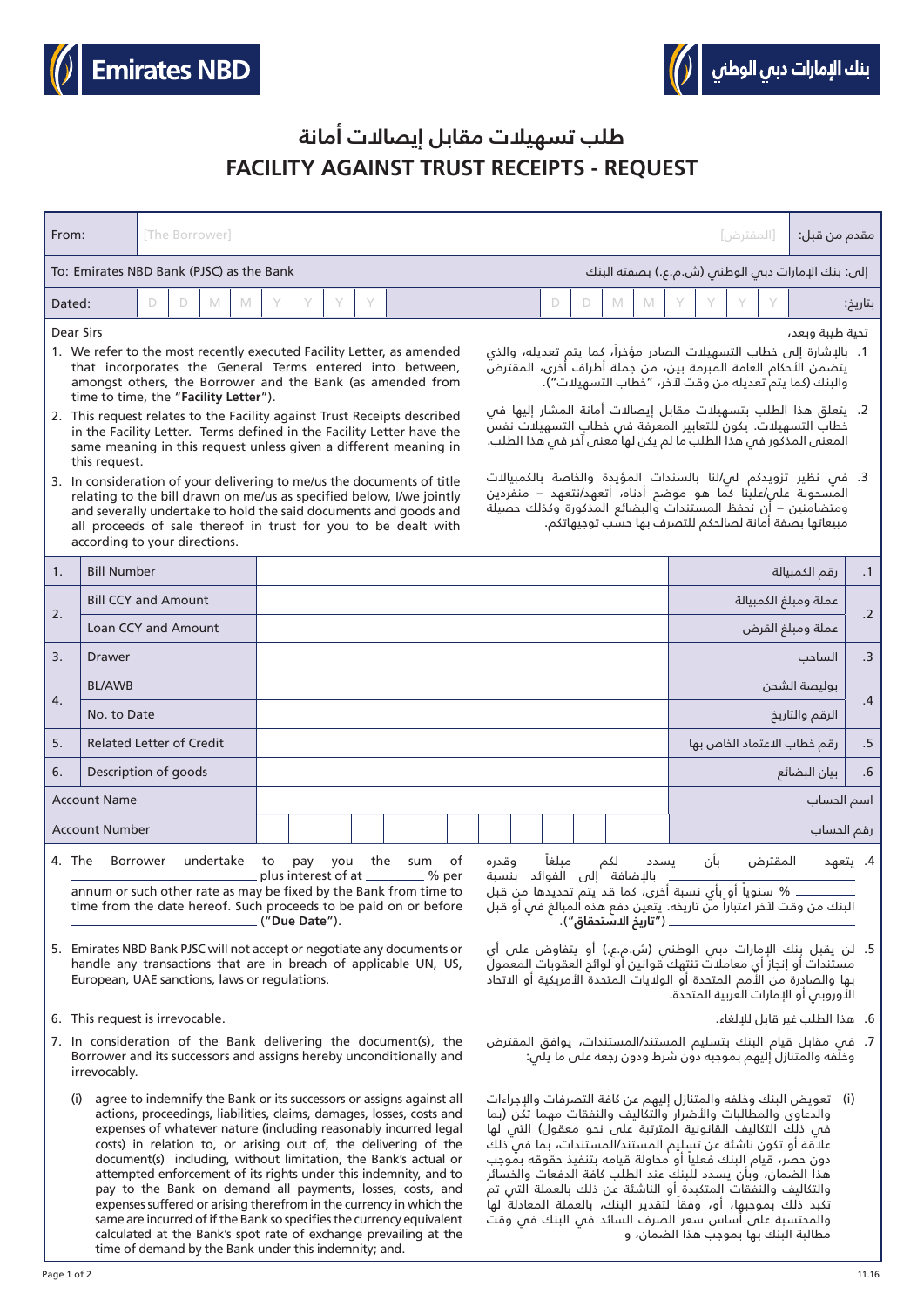Emirates NBD | بنك الإمارات دبي الوطني

# طلب تسهيلات مقابل إيصالات أمانة
# FACILITY AGAINST TRUST RECEIPTS - REQUEST

| From: [The Borrower] | مقدم من قبل: [المقترض] |
|---|---|
| To: Emirates NBD Bank (PJSC) as the Bank | إلى: بنك الإمارات دبي الوطني (ش.م.ع.) بصفته البنك |
| Dated: D D M M Y Y Y Y | بتاريخ: D D M M Y Y Y Y |

Dear Sirs

1. We refer to the most recently executed Facility Letter, as amended that incorporates the General Terms entered into between, amongst others, the Borrower and the Bank (as amended from time to time, the "**Facility Letter**").
2. This request relates to the Facility against Trust Receipts described in the Facility Letter. Terms defined in the Facility Letter have the same meaning in this request unless given a different meaning in this request.
3. In consideration of your delivering to me/us the documents of title relating to the bill drawn on me/us as specified below, I/we jointly and severally undertake to hold the said documents and goods and all proceeds of sale thereof in trust for you to be dealt with according to your directions.

تحية طيبة وبعد،

1. بالإشارة إلى خطاب التسهيلات الصادر مؤخراً، كما يتم تعديله، والذي يتضمن الأحكام العامة المبرمة بين، من جملة أطراف أخرى، المقترض والبنك (كما يتم تعديله من وقت لآخر، "خطاب التسهيلات").
2. يتعلق هذا الطلب بتسهيلات مقابل إيصالات أمانة المشار إليها في خطاب التسهيلات. يكون للتعابير المعرفة في خطاب التسهيلات نفس المعنى المذكور في هذا الطلب ما لم يكن لها معنى آخر في هذا الطلب.
3. في نظير تزويدكم لي/لنا بالسندات المؤيدة والخاصة بالكمبيالات المسحوبة علي/علينا كما هو موضح أدناه، أتعهد/نتعهد – منفردين ومتضامنين – أن نحفظ المستندات والبضائع المذكورة وكذلك حصيلة مبيعاتها بصفة أمانة لصالحكم للتصرف بها حسب توجيهاتكم.

| # | Item | | البند | # |
|---|---|---|---|---|
| 1. | Bill Number | | رقم الكمبيالة | .1 |
| 2. | Bill CCY and Amount | | عملة ومبلغ الكمبيالة | .2 |
| | Loan CCY and Amount | | عملة ومبلغ القرض | |
| 3. | Drawer | | الساحب | .3 |
| 4. | BL/AWB | | بوليصة الشحن | .4 |
| | No. to Date | | الرقم والتاريخ | |
| 5. | Related Letter of Credit | | رقم خطاب الاعتماد الخاص بها | .5 |
| 6. | Description of goods | | بيان البضائع | .6 |
| | Account Name | | اسم الحساب | |
| | Account Number | | رقم الحساب | |

4. The Borrower undertake to pay you the sum of ______________ plus interest of at ________ % per annum or such other rate as may be fixed by the Bank from time to time from the date hereof. Such proceeds to be paid on or before ______________ ("**Due Date**").
5. Emirates NBD Bank PJSC will not accept or negotiate any documents or handle any transactions that are in breach of applicable UN, US, European, UAE sanctions, laws or regulations.
6. This request is irrevocable.
7. In consideration of the Bank delivering the document(s), the Borrower and its successors and assigns hereby unconditionally and irrevocably.
   (i) agree to indemnify the Bank or its successors or assigns against all actions, proceedings, liabilities, claims, damages, losses, costs and expenses of whatever nature (including reasonably incurred legal costs) in relation to, or arising out of, the delivering of the document(s) including, without limitation, the Bank's actual or attempted enforcement of its rights under this indemnity, and to pay to the Bank on demand all payments, losses, costs, and expenses suffered or arising therefrom in the currency in which the same are incurred of if the Bank so specifies the currency equivalent calculated at the Bank's spot rate of exchange prevailing at the time of demand by the Bank under this indemnity; and.

4. يتعهد المقترض بأن يسدد لكم مبلغاً وقدره ______________ بالإضافة إلى الفوائد بنسبة ________ % سنوياً أو بأي نسبة أخرى، كما قد يتم تحديدها من قبل البنك من وقت لآخر اعتباراً من تاريخه. يتعين دفع هذه المبالغ في أو قبل ______________ (**"تاريخ الاستحقاق"**).
5. لن يقبل بنك الإمارات دبي الوطني (ش.م.ع.) أو يتفاوض على أي مستندات أو إنجاز أي معاملات تنتهك قوانين أو لوائح العقوبات المعمول بها والصادرة من الأمم المتحدة أو الولايات المتحدة الأمريكية أو الاتحاد الأوروبي أو الإمارات العربية المتحدة.
6. هذا الطلب غير قابل للإلغاء.
7. في مقابل قيام البنك بتسليم المستند/المستندات، يوافق المقترض وخلفه والمتنازل إليهم بموجبه دون شرط ودون رجعة على ما يلي:
   (i) تعويض البنك وخلفه والمتنازل إليهم عن كافة التصرفات والإجراءات والدعاوى والمطالبات والأضرار والتكاليف والنفقات مهما تكن (بما في ذلك التكاليف القانونية المترتبة على نحو معقول) التي لها علاقة أو تكون ناشئة عن تسليم المستند/المستندات، بما في ذلك دون حصر، قيام البنك فعلياً أو محاولة قيامه بتنفيذ حقوقه بموجب هذا الضمان، وبأن يسدد للبنك عند الطلب كافة الدفعات والخسائر والتكاليف والنفقات المتكبدة أو الناشئة عن ذلك بالعملة التي تم تكبد ذلك بموجبها، أو، وفقاً لتقدير البنك، بالعملة المعادلة لها والمحتسبة على أساس سعر الصرف السائد في البنك في وقت مطالبة البنك بها بموجب هذا الضمان، و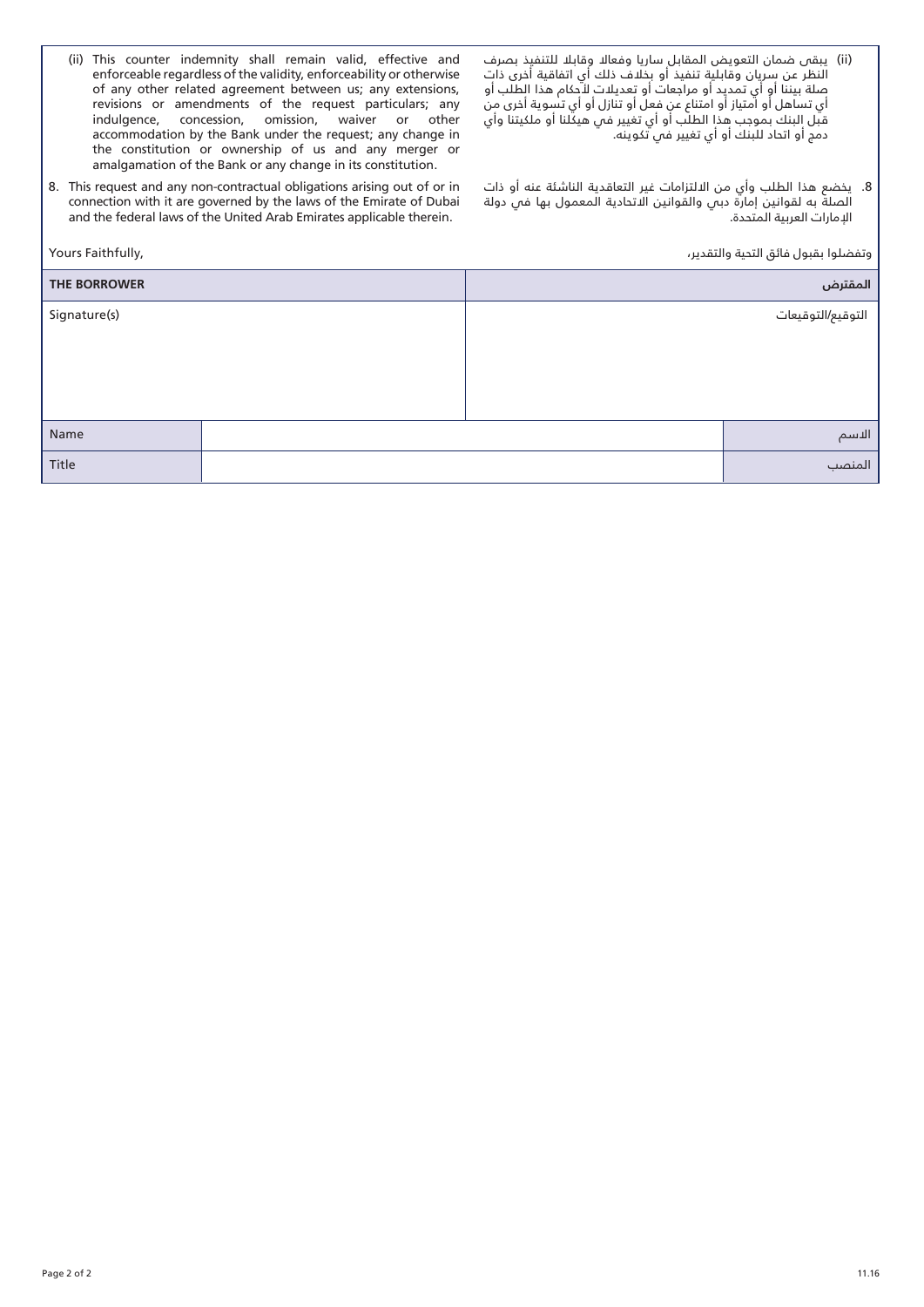(ii) This counter indemnity shall remain valid, effective and enforceable regardless of the validity, enforceability or otherwise of any other related agreement between us; any extensions, revisions or amendments of the request particulars; any indulgence, concession, omission, waiver or other accommodation by the Bank under the request; any change in the constitution or ownership of us and any merger or amalgamation of the Bank or any change in its constitution.

(ii) يبقى ضمان التعويض المقابل ساريا وفعالا وقابلا للتنفيذ بصرف النظر عن سريان وقابلية تنفيذ أو بخلاف ذلك أي اتفاقية أخرى ذات صلة بيننا أو أي تمديد أو مراجعات أو تعديلات لأحكام هذا الطلب أو أي تساهل أو امتياز أو امتناع عن فعل أو تنازل أو أي تسوية أخرى من قبل البنك بموجب هذا الطلب أو أي تغيير في هيكلنا أو ملكيتنا وأي دمج أو اتحاد للبنك أو أي تغيير في تكوينه.

8. This request and any non-contractual obligations arising out of or in connection with it are governed by the laws of the Emirate of Dubai and the federal laws of the United Arab Emirates applicable therein.

8. يخضع هذا الطلب وأي من الالتزامات غير التعاقدية الناشئة عنه أو ذات الصلة به لقوانين إمارة دبي والقوانين الاتحادية المعمول بها في دولة الإمارات العربية المتحدة.

Yours Faithfully,

وتفضلوا بقبول فائق التحية والتقدير،

| **THE BORROWER** | | **المقترض** |
|---|---|---|
| Signature(s) | | التوقيع/التوقيعات |
| Name | | الاسم |
| Title | | المنصب |

11.16